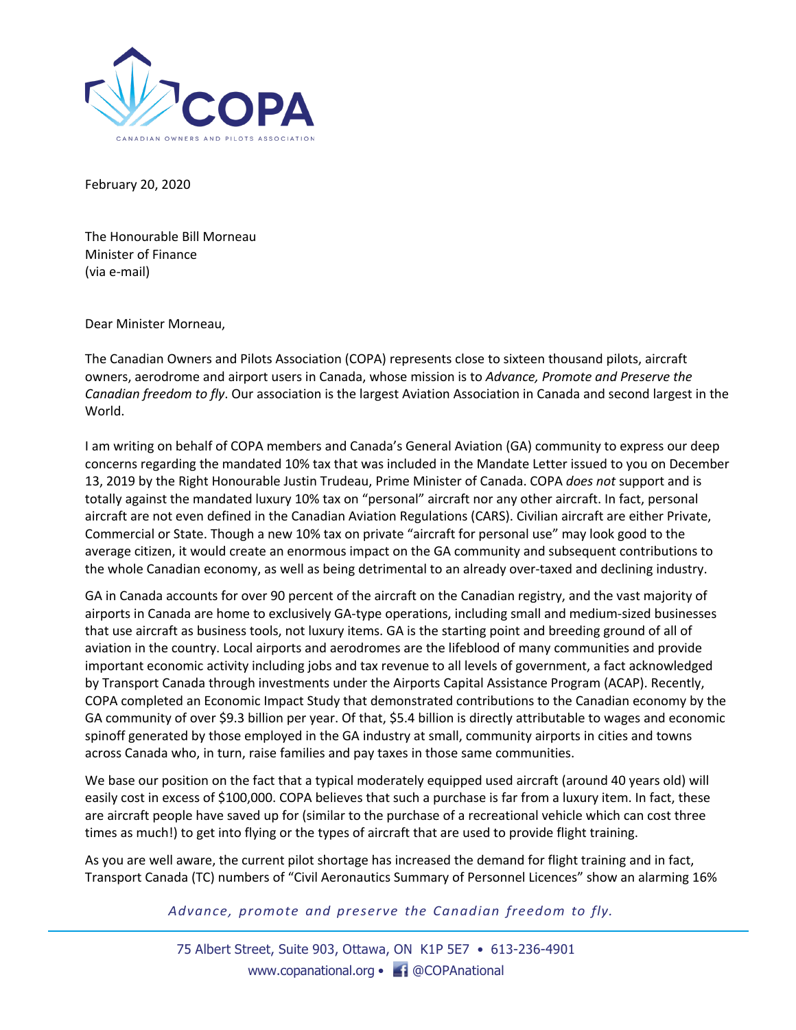COPA

CANADIAN OWNERS AND PILOTS ASSOCIATION

February 20, 2020

The Honourable Bill Morneau
Minister of Finance
(via e-mail)

Dear Minister Morneau,

The Canadian Owners and Pilots Association (COPA) represents close to sixteen thousand pilots, aircraft owners, aerodrome and airport users in Canada, whose mission is to *Advance, Promote and Preserve the Canadian freedom to fly*. Our association is the largest Aviation Association in Canada and second largest in the World.

I am writing on behalf of COPA members and Canada's General Aviation (GA) community to express our deep concerns regarding the mandated 10% tax that was included in the Mandate Letter issued to you on December 13, 2019 by the Right Honourable Justin Trudeau, Prime Minister of Canada. COPA *does not* support and is totally against the mandated luxury 10% tax on "personal" aircraft nor any other aircraft. In fact, personal aircraft are not even defined in the Canadian Aviation Regulations (CARS). Civilian aircraft are either Private, Commercial or State. Though a new 10% tax on private "aircraft for personal use" may look good to the average citizen, it would create an enormous impact on the GA community and subsequent contributions to the whole Canadian economy, as well as being detrimental to an already over-taxed and declining industry.

GA in Canada accounts for over 90 percent of the aircraft on the Canadian registry, and the vast majority of airports in Canada are home to exclusively GA-type operations, including small and medium-sized businesses that use aircraft as business tools, not luxury items. GA is the starting point and breeding ground of all of aviation in the country. Local airports and aerodromes are the lifeblood of many communities and provide important economic activity including jobs and tax revenue to all levels of government, a fact acknowledged by Transport Canada through investments under the Airports Capital Assistance Program (ACAP). Recently, COPA completed an Economic Impact Study that demonstrated contributions to the Canadian economy by the GA community of over $9.3 billion per year. Of that, $5.4 billion is directly attributable to wages and economic spinoff generated by those employed in the GA industry at small, community airports in cities and towns across Canada who, in turn, raise families and pay taxes in those same communities.

We base our position on the fact that a typical moderately equipped used aircraft (around 40 years old) will easily cost in excess of $100,000. COPA believes that such a purchase is far from a luxury item. In fact, these are aircraft people have saved up for (similar to the purchase of a recreational vehicle which can cost three times as much!) to get into flying or the types of aircraft that are used to provide flight training.

As you are well aware, the current pilot shortage has increased the demand for flight training and in fact, Transport Canada (TC) numbers of "Civil Aeronautics Summary of Personnel Licences" show an alarming 16%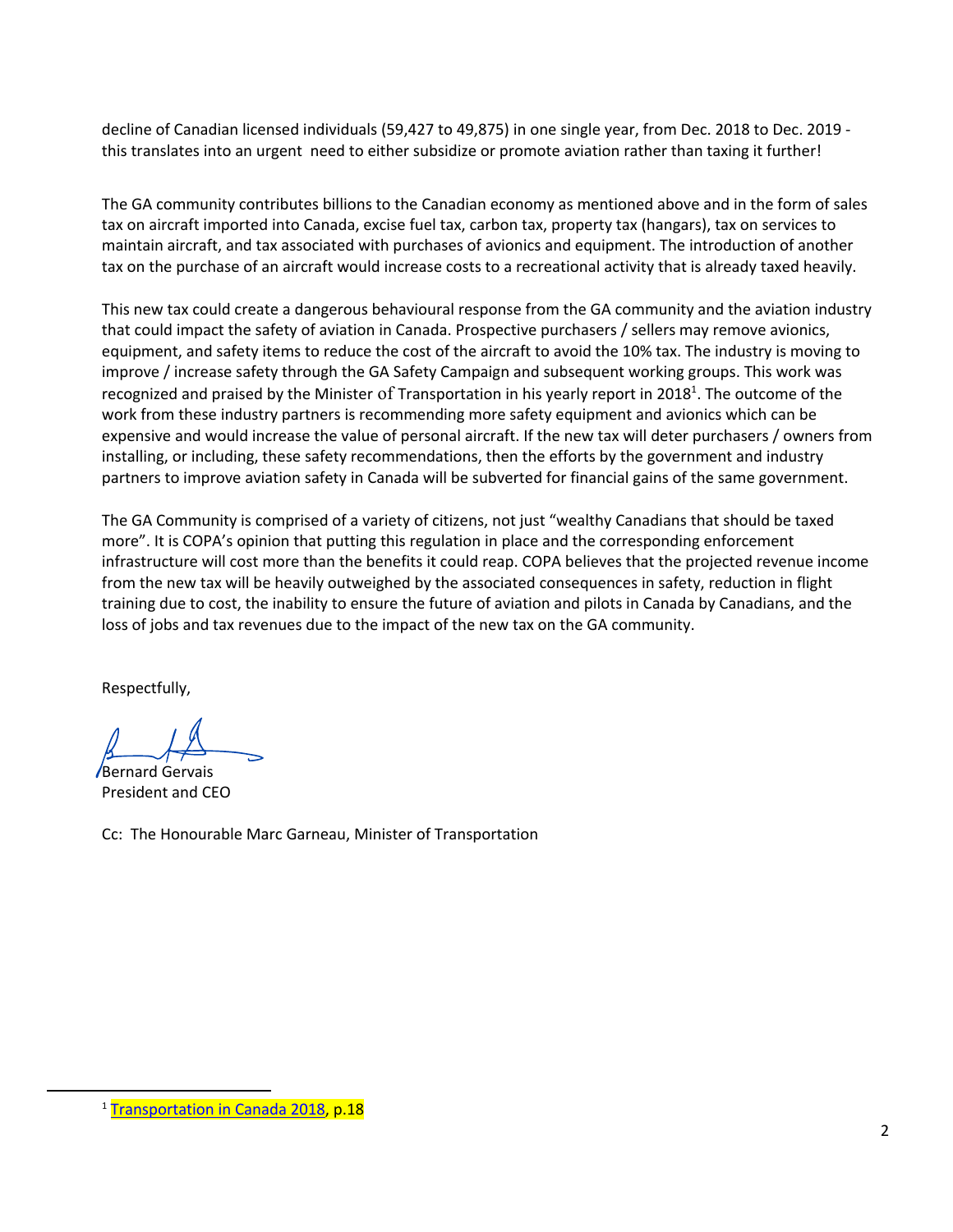decline of Canadian licensed individuals (59,427 to 49,875) in one single year, from Dec. 2018 to Dec. 2019 - this translates into an urgent need to either subsidize or promote aviation rather than taxing it further!

The GA community contributes billions to the Canadian economy as mentioned above and in the form of sales tax on aircraft imported into Canada, excise fuel tax, carbon tax, property tax (hangars), tax on services to maintain aircraft, and tax associated with purchases of avionics and equipment. The introduction of another tax on the purchase of an aircraft would increase costs to a recreational activity that is already taxed heavily.

This new tax could create a dangerous behavioural response from the GA community and the aviation industry that could impact the safety of aviation in Canada. Prospective purchasers / sellers may remove avionics, equipment, and safety items to reduce the cost of the aircraft to avoid the 10% tax. The industry is moving to improve / increase safety through the GA Safety Campaign and subsequent working groups. This work was recognized and praised by the Minister of Transportation in his yearly report in 2018[1]. The outcome of the work from these industry partners is recommending more safety equipment and avionics which can be expensive and would increase the value of personal aircraft. If the new tax will deter purchasers / owners from installing, or including, these safety recommendations, then the efforts by the government and industry partners to improve aviation safety in Canada will be subverted for financial gains of the same government.

The GA Community is comprised of a variety of citizens, not just "wealthy Canadians that should be taxed more". It is COPA's opinion that putting this regulation in place and the corresponding enforcement infrastructure will cost more than the benefits it could reap. COPA believes that the projected revenue income from the new tax will be heavily outweighed by the associated consequences in safety, reduction in flight training due to cost, the inability to ensure the future of aviation and pilots in Canada by Canadians, and the loss of jobs and tax revenues due to the impact of the new tax on the GA community.

Respectfully,

Bernard Gervais
President and CEO

Cc: The Honourable Marc Garneau, Minister of Transportation

[1] Transportation in Canada 2018, p.18